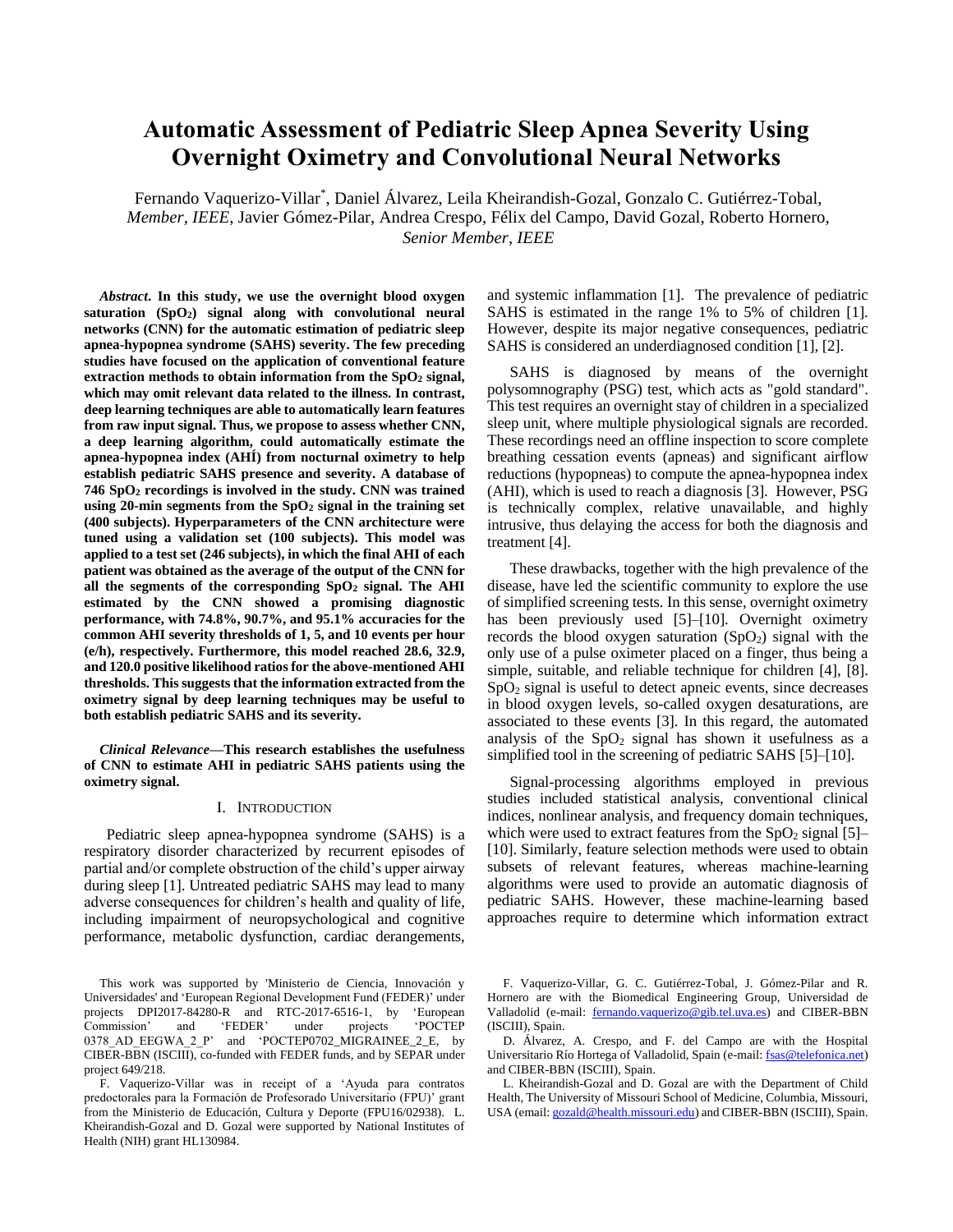# Automatic Assessment of Pediatric Sleep Apnea Severity Using Overnight Oximetry and Convolutional Neural Networks

Fernando Vaquerizo-Villar*, Daniel Álvarez, Leila Kheirandish-Gozal, Gonzalo C. Gutiérrez-Tobal, *Member, IEEE*, Javier Gómez-Pilar, Andrea Crespo, Félix del Campo, David Gozal, Roberto Hornero, *Senior Member, IEEE*

***Abstract*. In this study, we use the overnight blood oxygen saturation ($SpO_2$) signal along with convolutional neural networks (CNN) for the automatic estimation of pediatric sleep apnea-hypopnea syndrome (SAHS) severity. The few preceding studies have focused on the application of conventional feature extraction methods to obtain information from the $SpO_2$ signal, which may omit relevant data related to the illness. In contrast, deep learning techniques are able to automatically learn features from raw input signal. Thus, we propose to assess whether CNN, a deep learning algorithm, could automatically estimate the apnea-hypopnea index (AHI) from nocturnal oximetry to help establish pediatric SAHS presence and severity. A database of 746 $SpO_2$ recordings is involved in the study. CNN was trained using 20-min segments from the $SpO_2$ signal in the training set (400 subjects). Hyperparameters of the CNN architecture were tuned using a validation set (100 subjects). This model was applied to a test set (246 subjects), in which the final AHI of each patient was obtained as the average of the output of the CNN for all the segments of the corresponding $SpO_2$ signal. The AHI estimated by the CNN showed a promising diagnostic performance, with 74.8%, 90.7%, and 95.1% accuracies for the common AHI severity thresholds of 1, 5, and 10 events per hour (e/h), respectively. Furthermore, this model reached 28.6, 32.9, and 120.0 positive likelihood ratios for the above-mentioned AHI thresholds. This suggests that the information extracted from the oximetry signal by deep learning techniques may be useful to both establish pediatric SAHS and its severity.**

***Clinical Relevance*—This research establishes the usefulness of CNN to estimate AHI in pediatric SAHS patients using the oximetry signal.**

## I. Introduction

Pediatric sleep apnea-hypopnea syndrome (SAHS) is a respiratory disorder characterized by recurrent episodes of partial and/or complete obstruction of the child's upper airway during sleep [1]. Untreated pediatric SAHS may lead to many adverse consequences for children's health and quality of life, including impairment of neuropsychological and cognitive performance, metabolic dysfunction, cardiac derangements, and systemic inflammation [1]. The prevalence of pediatric SAHS is estimated in the range 1% to 5% of children [1]. However, despite its major negative consequences, pediatric SAHS is considered an underdiagnosed condition [1], [2].

SAHS is diagnosed by means of the overnight polysomnography (PSG) test, which acts as "gold standard". This test requires an overnight stay of children in a specialized sleep unit, where multiple physiological signals are recorded. These recordings need an offline inspection to score complete breathing cessation events (apneas) and significant airflow reductions (hypopneas) to compute the apnea-hypopnea index (AHI), which is used to reach a diagnosis [3]. However, PSG is technically complex, relative unavailable, and highly intrusive, thus delaying the access for both the diagnosis and treatment [4].

These drawbacks, together with the high prevalence of the disease, have led the scientific community to explore the use of simplified screening tests. In this sense, overnight oximetry has been previously used [5]–[10]. Overnight oximetry records the blood oxygen saturation ($SpO_2$) signal with the only use of a pulse oximeter placed on a finger, thus being a simple, suitable, and reliable technique for children [4], [8]. $SpO_2$ signal is useful to detect apneic events, since decreases in blood oxygen levels, so-called oxygen desaturations, are associated to these events [3]. In this regard, the automated analysis of the $SpO_2$ signal has shown it usefulness as a simplified tool in the screening of pediatric SAHS [5]–[10].

Signal-processing algorithms employed in previous studies included statistical analysis, conventional clinical indices, nonlinear analysis, and frequency domain techniques, which were used to extract features from the $SpO_2$ signal [5]–[10]. Similarly, feature selection methods were used to obtain subsets of relevant features, whereas machine-learning algorithms were used to provide an automatic diagnosis of pediatric SAHS. However, these machine-learning based approaches require to determine which information extract

This work was supported by 'Ministerio de Ciencia, Innovación y Universidades' and 'European Regional Development Fund (FEDER)' under projects DPI2017-84280-R and RTC-2017-6516-1, by 'European Commission' and 'FEDER' under projects 'POCTEP 0378_AD_EEGWA_2_P' and 'POCTEP0702_MIGRAINEE_2_E, by CIBER-BBN (ISCIII), co-funded with FEDER funds, and by SEPAR under project 649/218.

F. Vaquerizo-Villar was in receipt of a 'Ayuda para contratos predoctorales para la Formación de Profesorado Universitario (FPU)' grant from the Ministerio de Educación, Cultura y Deporte (FPU16/02938). L. Kheirandish-Gozal and D. Gozal were supported by National Institutes of Health (NIH) grant HL130984.

F. Vaquerizo-Villar, G. C. Gutiérrez-Tobal, J. Gómez-Pilar and R. Hornero are with the Biomedical Engineering Group, Universidad de Valladolid (e-mail: fernando.vaquerizo@gib.tel.uva.es) and CIBER-BBN (ISCIII), Spain.

D. Álvarez, A. Crespo, and F. del Campo are with the Hospital Universitario Río Hortega of Valladolid, Spain (e-mail: fsas@telefonica.net) and CIBER-BBN (ISCIII), Spain.

L. Kheirandish-Gozal and D. Gozal are with the Department of Child Health, The University of Missouri School of Medicine, Columbia, Missouri, USA (email: gozald@health.missouri.edu) and CIBER-BBN (ISCIII), Spain.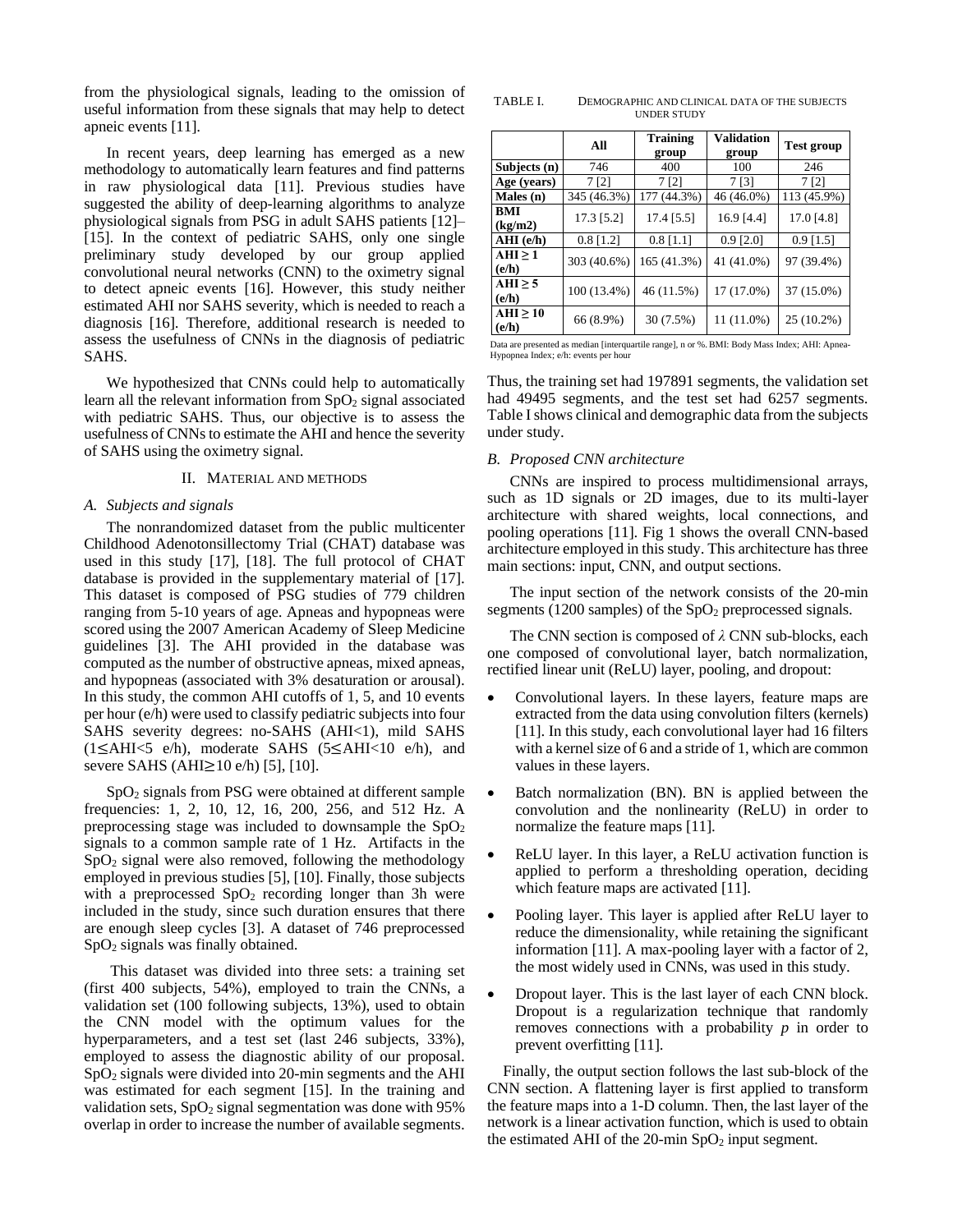from the physiological signals, leading to the omission of useful information from these signals that may help to detect apneic events [11].

In recent years, deep learning has emerged as a new methodology to automatically learn features and find patterns in raw physiological data [11]. Previous studies have suggested the ability of deep-learning algorithms to analyze physiological signals from PSG in adult SAHS patients [12]–[15]. In the context of pediatric SAHS, only one single preliminary study developed by our group applied convolutional neural networks (CNN) to the oximetry signal to detect apneic events [16]. However, this study neither estimated AHI nor SAHS severity, which is needed to reach a diagnosis [16]. Therefore, additional research is needed to assess the usefulness of CNNs in the diagnosis of pediatric SAHS.

We hypothesized that CNNs could help to automatically learn all the relevant information from $SpO_2$ signal associated with pediatric SAHS. Thus, our objective is to assess the usefulness of CNNs to estimate the AHI and hence the severity of SAHS using the oximetry signal.

## II. Material and Methods

### A. Subjects and signals

The nonrandomized dataset from the public multicenter Childhood Adenotonsillectomy Trial (CHAT) database was used in this study [17], [18]. The full protocol of CHAT database is provided in the supplementary material of [17]. This dataset is composed of PSG studies of 779 children ranging from 5-10 years of age. Apneas and hypopneas were scored using the 2007 American Academy of Sleep Medicine guidelines [3]. The AHI provided in the database was computed as the number of obstructive apneas, mixed apneas, and hypopneas (associated with 3% desaturation or arousal). In this study, the common AHI cutoffs of 1, 5, and 10 events per hour (e/h) were used to classify pediatric subjects into four SAHS severity degrees: no-SAHS (AHI<1), mild SAHS (1≤AHI<5 e/h), moderate SAHS (5≤AHI<10 e/h), and severe SAHS (AHI≥10 e/h) [5], [10].

$SpO_2$ signals from PSG were obtained at different sample frequencies: 1, 2, 10, 12, 16, 200, 256, and 512 Hz. A preprocessing stage was included to downsample the $SpO_2$ signals to a common sample rate of 1 Hz. Artifacts in the $SpO_2$ signal were also removed, following the methodology employed in previous studies [5], [10]. Finally, those subjects with a preprocessed $SpO_2$ recording longer than 3h were included in the study, since such duration ensures that there are enough sleep cycles [3]. A dataset of 746 preprocessed $SpO_2$ signals was finally obtained.

This dataset was divided into three sets: a training set (first 400 subjects, 54%), employed to train the CNNs, a validation set (100 following subjects, 13%), used to obtain the CNN model with the optimum values for the hyperparameters, and a test set (last 246 subjects, 33%), employed to assess the diagnostic ability of our proposal. $SpO_2$ signals were divided into 20-min segments and the AHI was estimated for each segment [15]. In the training and validation sets, $SpO_2$ signal segmentation was done with 95% overlap in order to increase the number of available segments.

TABLE I. Demographic and clinical data of the subjects under study

| | All | Training group | Validation group | Test group |
|---|---|---|---|---|
| Subjects (n) | 746 | 400 | 100 | 246 |
| Age (years) | 7 [2] | 7 [2] | 7 [3] | 7 [2] |
| Males (n) | 345 (46.3%) | 177 (44.3%) | 46 (46.0%) | 113 (45.9%) |
| BMI (kg/m2) | 17.3 [5.2] | 17.4 [5.5] | 16.9 [4.4] | 17.0 [4.8] |
| AHI (e/h) | 0.8 [1.2] | 0.8 [1.1] | 0.9 [2.0] | 0.9 [1.5] |
| AHI ≥ 1 (e/h) | 303 (40.6%) | 165 (41.3%) | 41 (41.0%) | 97 (39.4%) |
| AHI ≥ 5 (e/h) | 100 (13.4%) | 46 (11.5%) | 17 (17.0%) | 37 (15.0%) |
| AHI ≥ 10 (e/h) | 66 (8.9%) | 30 (7.5%) | 11 (11.0%) | 25 (10.2%) |

Data are presented as median [interquartile range], n or %. BMI: Body Mass Index; AHI: Apnea-Hypopnea Index; e/h: events per hour

Thus, the training set had 197891 segments, the validation set had 49495 segments, and the test set had 6257 segments. Table I shows clinical and demographic data from the subjects under study.

### B. Proposed CNN architecture

CNNs are inspired to process multidimensional arrays, such as 1D signals or 2D images, due to its multi-layer architecture with shared weights, local connections, and pooling operations [11]. Fig 1 shows the overall CNN-based architecture employed in this study. This architecture has three main sections: input, CNN, and output sections.

The input section of the network consists of the 20-min segments (1200 samples) of the $SpO_2$ preprocessed signals.

The CNN section is composed of $\lambda$ CNN sub-blocks, each one composed of convolutional layer, batch normalization, rectified linear unit (ReLU) layer, pooling, and dropout:

- Convolutional layers. In these layers, feature maps are extracted from the data using convolution filters (kernels) [11]. In this study, each convolutional layer had 16 filters with a kernel size of 6 and a stride of 1, which are common values in these layers.
- Batch normalization (BN). BN is applied between the convolution and the nonlinearity (ReLU) in order to normalize the feature maps [11].
- ReLU layer. In this layer, a ReLU activation function is applied to perform a thresholding operation, deciding which feature maps are activated [11].
- Pooling layer. This layer is applied after ReLU layer to reduce the dimensionality, while retaining the significant information [11]. A max-pooling layer with a factor of 2, the most widely used in CNNs, was used in this study.
- Dropout layer. This is the last layer of each CNN block. Dropout is a regularization technique that randomly removes connections with a probability $p$ in order to prevent overfitting [11].

Finally, the output section follows the last sub-block of the CNN section. A flattening layer is first applied to transform the feature maps into a 1-D column. Then, the last layer of the network is a linear activation function, which is used to obtain the estimated AHI of the 20-min $SpO_2$ input segment.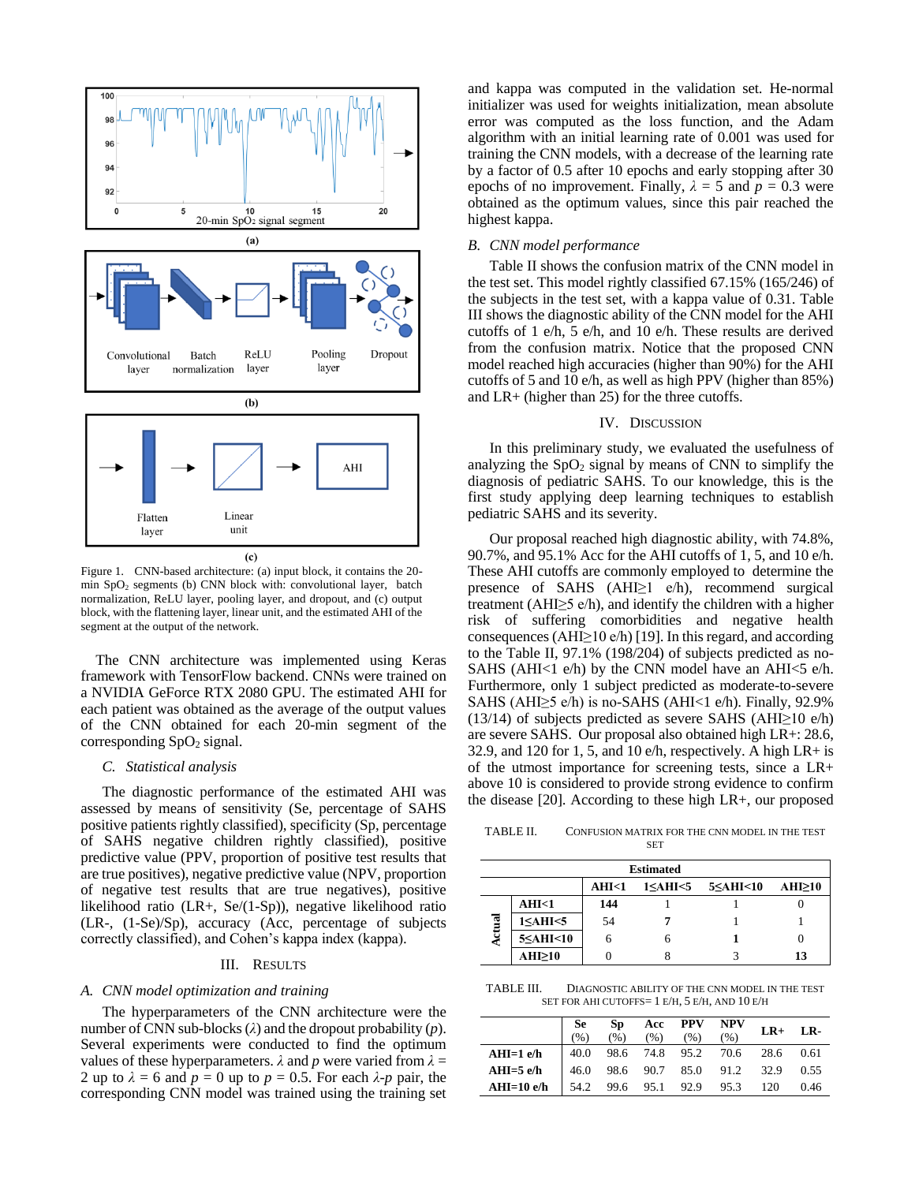Figure 1. CNN-based architecture: (a) input block, it contains the 20-min $SpO_2$ segments (b) CNN block with: convolutional layer, batch normalization, ReLU layer, pooling layer, and dropout, and (c) output block, with the flattening layer, linear unit, and the estimated AHI of the segment at the output of the network.

The CNN architecture was implemented using Keras framework with TensorFlow backend. CNNs were trained on a NVIDIA GeForce RTX 2080 GPU. The estimated AHI for each patient was obtained as the average of the output values of the CNN obtained for each 20-min segment of the corresponding $SpO_2$ signal.

### C. Statistical analysis

The diagnostic performance of the estimated AHI was assessed by means of sensitivity (Se, percentage of SAHS positive patients rightly classified), specificity (Sp, percentage of SAHS negative children rightly classified), positive predictive value (PPV, proportion of positive test results that are true positives), negative predictive value (NPV, proportion of negative test results that are true negatives), positive likelihood ratio (LR+, Se/(1-Sp)), negative likelihood ratio (LR-, (1-Se)/Sp), accuracy (Acc, percentage of subjects correctly classified), and Cohen's kappa index (kappa).

## III. Results

### A. CNN model optimization and training

The hyperparameters of the CNN architecture were the number of CNN sub-blocks ($\lambda$) and the dropout probability ($p$). Several experiments were conducted to find the optimum values of these hyperparameters. $\lambda$ and $p$ were varied from $\lambda$ = 2 up to $\lambda$ = 6 and $p$ = 0 up to $p$ = 0.5. For each $\lambda$-$p$ pair, the corresponding CNN model was trained using the training set and kappa was computed in the validation set. He-normal initializer was used for weights initialization, mean absolute error was computed as the loss function, and the Adam algorithm with an initial learning rate of 0.001 was used for training the CNN models, with a decrease of the learning rate by a factor of 0.5 after 10 epochs and early stopping after 30 epochs of no improvement. Finally, $\lambda$ = 5 and $p$ = 0.3 were obtained as the optimum values, since this pair reached the highest kappa.

### B. CNN model performance

Table II shows the confusion matrix of the CNN model in the test set. This model rightly classified 67.15% (165/246) of the subjects in the test set, with a kappa value of 0.31. Table III shows the diagnostic ability of the CNN model for the AHI cutoffs of 1 e/h, 5 e/h, and 10 e/h. These results are derived from the confusion matrix. Notice that the proposed CNN model reached high accuracies (higher than 90%) for the AHI cutoffs of 5 and 10 e/h, as well as high PPV (higher than 85%) and LR+ (higher than 25) for the three cutoffs.

## IV. Discussion

In this preliminary study, we evaluated the usefulness of analyzing the $SpO_2$ signal by means of CNN to simplify the diagnosis of pediatric SAHS. To our knowledge, this is the first study applying deep learning techniques to establish pediatric SAHS and its severity.

Our proposal reached high diagnostic ability, with 74.8%, 90.7%, and 95.1% Acc for the AHI cutoffs of 1, 5, and 10 e/h. These AHI cutoffs are commonly employed to determine the presence of SAHS (AHI≥1 e/h), recommend surgical treatment (AHI≥5 e/h), and identify the children with a higher risk of suffering comorbidities and negative health consequences (AHI≥10 e/h) [19]. In this regard, and according to the Table II, 97.1% (198/204) of subjects predicted as no-SAHS (AHI<1 e/h) by the CNN model have an AHI<5 e/h. Furthermore, only 1 subject predicted as moderate-to-severe SAHS (AHI≥5 e/h) is no-SAHS (AHI<1 e/h). Finally, 92.9% (13/14) of subjects predicted as severe SAHS (AHI≥10 e/h) are severe SAHS. Our proposal also obtained high LR+: 28.6, 32.9, and 120 for 1, 5, and 10 e/h, respectively. A high LR+ is of the utmost importance for screening tests, since a LR+ above 10 is considered to provide strong evidence to confirm the disease [20]. According to these high LR+, our proposed

TABLE II. Confusion Matrix for the CNN Model in the Test Set

| | | Estimated | | | |
|---|---|---|---|---|---|
| | | AHI<1 | 1≤AHI<5 | 5≤AHI<10 | AHI≥10 |
| Actual | AHI<1 | **144** | 1 | 1 | 0 |
| | 1≤AHI<5 | 54 | **7** | 1 | 1 |
| | 5≤AHI<10 | 6 | 6 | **1** | 0 |
| | AHI≥10 | 0 | 8 | 3 | **13** |

TABLE III. Diagnostic Ability of the CNN Model in the Test Set for AHI Cutoffs= 1 e/h, 5 e/h, and 10 e/h

| | Se (%) | Sp (%) | Acc (%) | PPV (%) | NPV (%) | LR+ | LR- |
|---|---|---|---|---|---|---|---|
| **AHI=1 e/h** | 40.0 | 98.6 | 74.8 | 95.2 | 70.6 | 28.6 | 0.61 |
| **AHI=5 e/h** | 46.0 | 98.6 | 90.7 | 85.0 | 91.2 | 32.9 | 0.55 |
| **AHI=10 e/h** | 54.2 | 99.6 | 95.1 | 92.9 | 95.3 | 120 | 0.46 |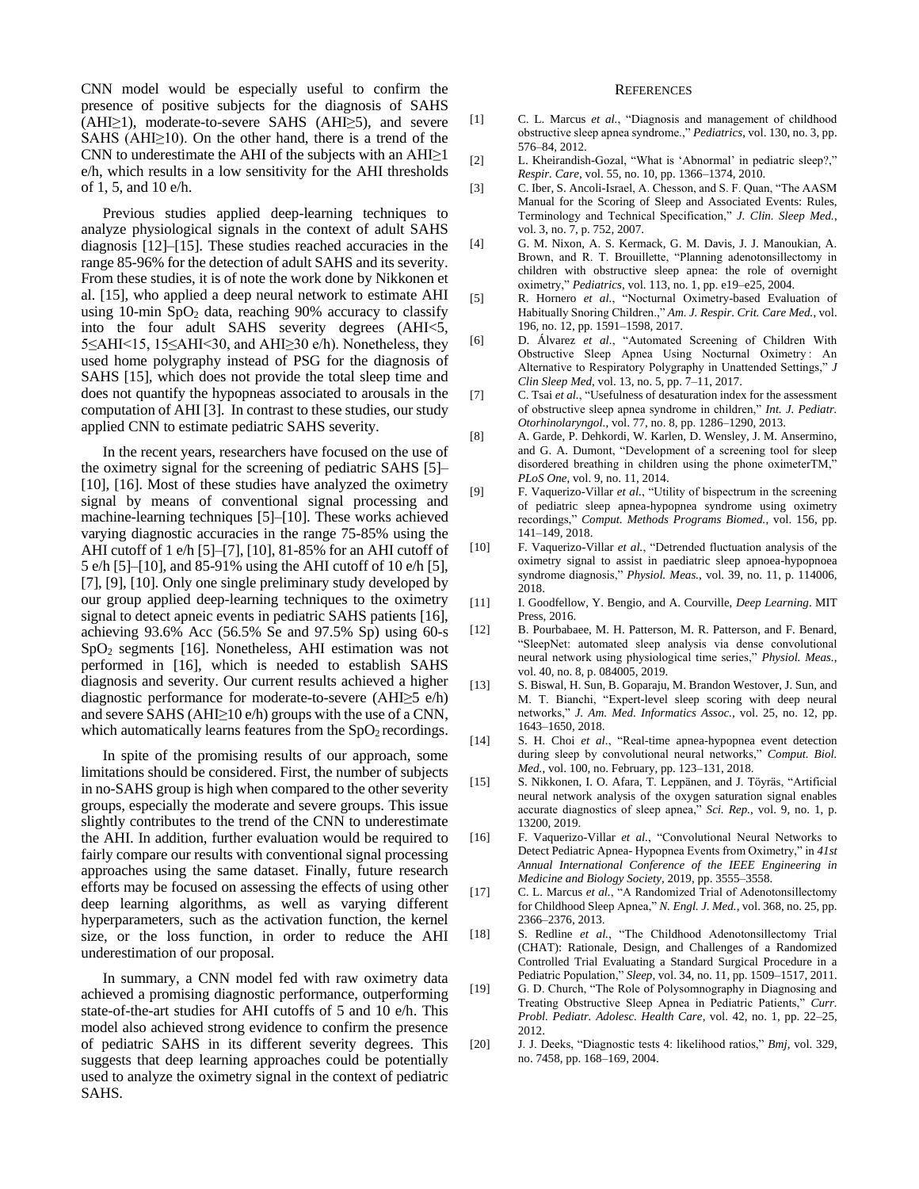CNN model would be especially useful to confirm the presence of positive subjects for the diagnosis of SAHS (AHI≥1), moderate-to-severe SAHS (AHI≥5), and severe SAHS (AHI≥10). On the other hand, there is a trend of the CNN to underestimate the AHI of the subjects with an AHI≥1 e/h, which results in a low sensitivity for the AHI thresholds of 1, 5, and 10 e/h.

Previous studies applied deep-learning techniques to analyze physiological signals in the context of adult SAHS diagnosis [12]–[15]. These studies reached accuracies in the range 85-96% for the detection of adult SAHS and its severity. From these studies, it is of note the work done by Nikkonen et al. [15], who applied a deep neural network to estimate AHI using 10-min $SpO_2$ data, reaching 90% accuracy to classify into the four adult SAHS severity degrees (AHI<5, 5≤AHI<15, 15≤AHI<30, and AHI≥30 e/h). Nonetheless, they used home polygraphy instead of PSG for the diagnosis of SAHS [15], which does not provide the total sleep time and does not quantify the hypopneas associated to arousals in the computation of AHI [3]. In contrast to these studies, our study applied CNN to estimate pediatric SAHS severity.

In the recent years, researchers have focused on the use of the oximetry signal for the screening of pediatric SAHS [5]–[10], [16]. Most of these studies have analyzed the oximetry signal by means of conventional signal processing and machine-learning techniques [5]–[10]. These works achieved varying diagnostic accuracies in the range 75-85% using the AHI cutoff of 1 e/h [5]–[7], [10], 81-85% for an AHI cutoff of 5 e/h [5]–[10], and 85-91% using the AHI cutoff of 10 e/h [5], [7], [9], [10]. Only one single preliminary study developed by our group applied deep-learning techniques to the oximetry signal to detect apneic events in pediatric SAHS patients [16], achieving 93.6% Acc (56.5% Se and 97.5% Sp) using 60-s $SpO_2$ segments [16]. Nonetheless, AHI estimation was not performed in [16], which is needed to establish SAHS diagnosis and severity. Our current results achieved a higher diagnostic performance for moderate-to-severe (AHI≥5 e/h) and severe SAHS (AHI≥10 e/h) groups with the use of a CNN, which automatically learns features from the $SpO_2$ recordings.

In spite of the promising results of our approach, some limitations should be considered. First, the number of subjects in no-SAHS group is high when compared to the other severity groups, especially the moderate and severe groups. This issue slightly contributes to the trend of the CNN to underestimate the AHI. In addition, further evaluation would be required to fairly compare our results with conventional signal processing approaches using the same dataset. Finally, future research efforts may be focused on assessing the effects of using other deep learning algorithms, as well as varying different hyperparameters, such as the activation function, the kernel size, or the loss function, in order to reduce the AHI underestimation of our proposal.

In summary, a CNN model fed with raw oximetry data achieved a promising diagnostic performance, outperforming state-of-the-art studies for AHI cutoffs of 5 and 10 e/h. This model also achieved strong evidence to confirm the presence of pediatric SAHS in its different severity degrees. This suggests that deep learning approaches could be potentially used to analyze the oximetry signal in the context of pediatric SAHS.

## References

[1] C. L. Marcus *et al.*, "Diagnosis and management of childhood obstructive sleep apnea syndrome.," *Pediatrics*, vol. 130, no. 3, pp. 576–84, 2012.

[2] L. Kheirandish-Gozal, "What is 'Abnormal' in pediatric sleep?," *Respir. Care*, vol. 55, no. 10, pp. 1366–1374, 2010.

[3] C. Iber, S. Ancoli-Israel, A. Chesson, and S. F. Quan, "The AASM Manual for the Scoring of Sleep and Associated Events: Rules, Terminology and Technical Specification," *J. Clin. Sleep Med.*, vol. 3, no. 7, p. 752, 2007.

[4] G. M. Nixon, A. S. Kermack, G. M. Davis, J. J. Manoukian, A. Brown, and R. T. Brouillette, "Planning adenotonsillectomy in children with obstructive sleep apnea: the role of overnight oximetry," *Pediatrics*, vol. 113, no. 1, pp. e19–e25, 2004.

[5] R. Hornero *et al.*, "Nocturnal Oximetry-based Evaluation of Habitually Snoring Children.," *Am. J. Respir. Crit. Care Med.*, vol. 196, no. 12, pp. 1591–1598, 2017.

[6] D. Álvarez *et al.*, "Automated Screening of Children With Obstructive Sleep Apnea Using Nocturnal Oximetry : An Alternative to Respiratory Polygraphy in Unattended Settings," *J Clin Sleep Med*, vol. 13, no. 5, pp. 7–11, 2017.

[7] C. Tsai *et al.*, "Usefulness of desaturation index for the assessment of obstructive sleep apnea syndrome in children," *Int. J. Pediatr. Otorhinolaryngol.*, vol. 77, no. 8, pp. 1286–1290, 2013.

[8] A. Garde, P. Dehkordi, W. Karlen, D. Wensley, J. M. Ansermino, and G. A. Dumont, "Development of a screening tool for sleep disordered breathing in children using the phone oximeterTM," *PLoS One*, vol. 9, no. 11, 2014.

[9] F. Vaquerizo-Villar *et al.*, "Utility of bispectrum in the screening of pediatric sleep apnea-hypopnea syndrome using oximetry recordings," *Comput. Methods Programs Biomed.*, vol. 156, pp. 141–149, 2018.

[10] F. Vaquerizo-Villar *et al.*, "Detrended fluctuation analysis of the oximetry signal to assist in paediatric sleep apnoea-hypopnoea syndrome diagnosis," *Physiol. Meas.*, vol. 39, no. 11, p. 114006, 2018.

[11] I. Goodfellow, Y. Bengio, and A. Courville, *Deep Learning*. MIT Press, 2016.

[12] B. Pourbabaee, M. H. Patterson, M. R. Patterson, and F. Benard, "SleepNet: automated sleep analysis via dense convolutional neural network using physiological time series," *Physiol. Meas.*, vol. 40, no. 8, p. 084005, 2019.

[13] S. Biswal, H. Sun, B. Goparaju, M. Brandon Westover, J. Sun, and M. T. Bianchi, "Expert-level sleep scoring with deep neural networks," *J. Am. Med. Informatics Assoc.*, vol. 25, no. 12, pp. 1643–1650, 2018.

[14] S. H. Choi *et al.*, "Real-time apnea-hypopnea event detection during sleep by convolutional neural networks," *Comput. Biol. Med.*, vol. 100, no. February, pp. 123–131, 2018.

[15] S. Nikkonen, I. O. Afara, T. Leppänen, and J. Töyräs, "Artificial neural network analysis of the oxygen saturation signal enables accurate diagnostics of sleep apnea," *Sci. Rep.*, vol. 9, no. 1, p. 13200, 2019.

[16] F. Vaquerizo-Villar *et al.*, "Convolutional Neural Networks to Detect Pediatric Apnea- Hypopnea Events from Oximetry," in *41st Annual International Conference of the IEEE Engineering in Medicine and Biology Society*, 2019, pp. 3555–3558.

[17] C. L. Marcus *et al.*, "A Randomized Trial of Adenotonsillectomy for Childhood Sleep Apnea," *N. Engl. J. Med.*, vol. 368, no. 25, pp. 2366–2376, 2013.

[18] S. Redline *et al.*, "The Childhood Adenotonsillectomy Trial (CHAT): Rationale, Design, and Challenges of a Randomized Controlled Trial Evaluating a Standard Surgical Procedure in a Pediatric Population," *Sleep*, vol. 34, no. 11, pp. 1509–1517, 2011.

[19] G. D. Church, "The Role of Polysomnography in Diagnosing and Treating Obstructive Sleep Apnea in Pediatric Patients," *Curr. Probl. Pediatr. Adolesc. Health Care*, vol. 42, no. 1, pp. 22–25, 2012.

[20] J. J. Deeks, "Diagnostic tests 4: likelihood ratios," *Bmj*, vol. 329, no. 7458, pp. 168–169, 2004.